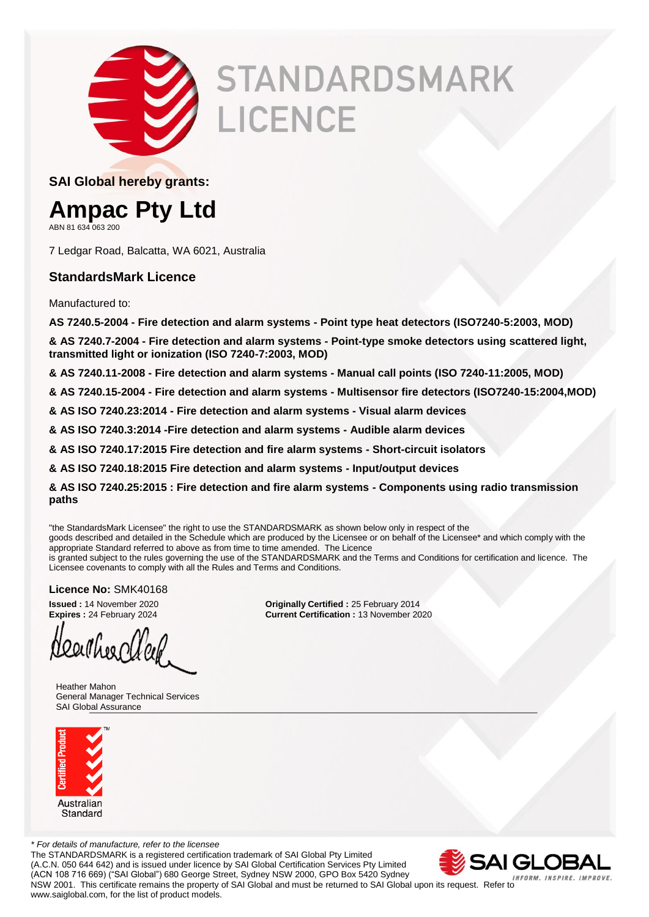# STANDARDSMARK LICENCE

**SAI Global hereby grants:**

# Ampac Pty Ltd

ABN 81 634 063 200

7 Ledgar Road, Balcatta, WA 6021, Australia

## StandardsMark Licence

Manufactured to:

**AS 7240.5-2004 - Fire detection and alarm systems - Point type heat detectors (ISO7240-5:2003, MOD)**

**& AS 7240.7-2004 - Fire detection and alarm systems - Point-type smoke detectors using scattered light, transmitted light or ionization (ISO 7240-7:2003, MOD)**

**& AS 7240.11-2008 - Fire detection and alarm systems - Manual call points (ISO 7240-11:2005, MOD)**

**& AS 7240.15-2004 - Fire detection and alarm systems - Multisensor fire detectors (ISO7240-15:2004,MOD)**

**& AS ISO 7240.23:2014 - Fire detection and alarm systems - Visual alarm devices**

**& AS ISO 7240.3:2014 -Fire detection and alarm systems - Audible alarm devices**

**& AS ISO 7240.17:2015 Fire detection and fire alarm systems - Short-circuit isolators**

**& AS ISO 7240.18:2015 Fire detection and alarm systems - Input/output devices**

**& AS ISO 7240.25:2015 : Fire detection and fire alarm systems - Components using radio transmission paths**

"the StandardsMark Licensee" the right to use the STANDARDSMARK as shown below only in respect of the goods described and detailed in the Schedule which are produced by the Licensee or on behalf of the Licensee* and which comply with the appropriate Standard referred to above as from time to time amended. The Licence is granted subject to the rules governing the use of the STANDARDSMARK and the Terms and Conditions for certification and licence. The Licensee covenants to comply with all the Rules and Terms and Conditions.

**Licence No:** SMK40168

**Issued :** 14 November 2020
**Expires :** 24 February 2024

**Originally Certified :** 25 February 2014
**Current Certification :** 13 November 2020

Heather Mahon
General Manager Technical Services
SAI Global Assurance

Certified Product
Australian Standard

*\* For details of manufacture, refer to the licensee*

The STANDARDSMARK is a registered certification trademark of SAI Global Pty Limited (A.C.N. 050 644 642) and is issued under licence by SAI Global Certification Services Pty Limited (ACN 108 716 669) ("SAI Global") 680 George Street, Sydney NSW 2000, GPO Box 5420 Sydney NSW 2001. This certificate remains the property of SAI Global and must be returned to SAI Global upon its request. Refer to www.saiglobal.com, for the list of product models.

SAI GLOBAL — INFORM. INSPIRE. IMPROVE.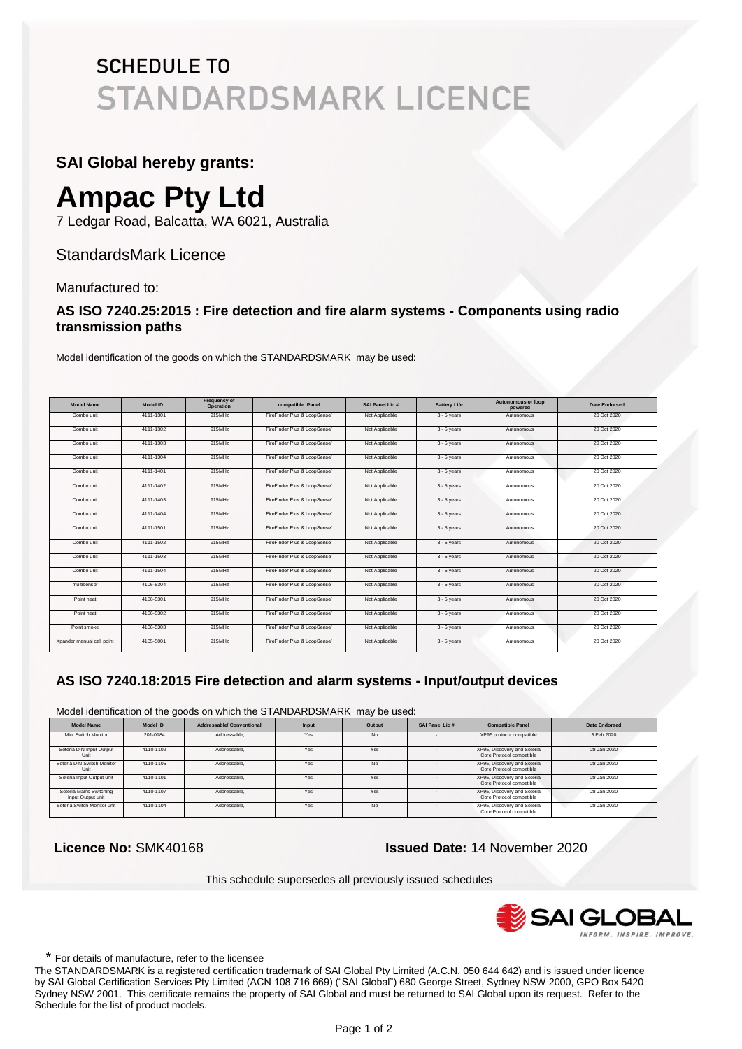# SCHEDULE TO STANDARDSMARK LICENCE

**SAI Global hereby grants:**

# Ampac Pty Ltd

7 Ledgar Road, Balcatta, WA 6021, Australia

StandardsMark Licence

Manufactured to:

### AS ISO 7240.25:2015 : Fire detection and fire alarm systems - Components using radio transmission paths

Model identification of the goods on which the STANDARDSMARK may be used:

| Model Name | Model ID. | Frequency of Operation | compatible Panel | SAI Panel Lic # | Battery Life | Autonomous or loop powered | Date Endorsed |
|---|---|---|---|---|---|---|---|
| Combo unit | 4111-1301 | 915MHz | FireFinder Plus & LoopSense` | Not Applicable | 3 - 5 years | Autonomous | 20 Oct 2020 |
| Combo unit | 4111-1302 | 915MHz | FireFinder Plus & LoopSense` | Not Applicable | 3 - 5 years | Autonomous | 20 Oct 2020 |
| Combo unit | 4111-1303 | 915MHz | FireFinder Plus & LoopSense` | Not Applicable | 3 - 5 years | Autonomous | 20 Oct 2020 |
| Combo unit | 4111-1304 | 915MHz | FireFinder Plus & LoopSense` | Not Applicable | 3 - 5 years | Autonomous | 20 Oct 2020 |
| Combo unit | 4111-1401 | 915MHz | FireFinder Plus & LoopSense` | Not Applicable | 3 - 5 years | Autonomous | 20 Oct 2020 |
| Combo unit | 4111-1402 | 915MHz | FireFinder Plus & LoopSense` | Not Applicable | 3 - 5 years | Autonomous | 20 Oct 2020 |
| Combo unit | 4111-1403 | 915MHz | FireFinder Plus & LoopSense` | Not Applicable | 3 - 5 years | Autonomous | 20 Oct 2020 |
| Combo unit | 4111-1404 | 915MHz | FireFinder Plus & LoopSense` | Not Applicable | 3 - 5 years | Autonomous | 20 Oct 2020 |
| Combo unit | 4111-1501 | 915MHz | FireFinder Plus & LoopSense` | Not Applicable | 3 - 5 years | Autonomous | 20 Oct 2020 |
| Combo unit | 4111-1502 | 915MHz | FireFinder Plus & LoopSense` | Not Applicable | 3 - 5 years | Autonomous | 20 Oct 2020 |
| Combo unit | 4111-1503 | 915MHz | FireFinder Plus & LoopSense` | Not Applicable | 3 - 5 years | Autonomous | 20 Oct 2020 |
| Combo unit | 4111-1504 | 915MHz | FireFinder Plus & LoopSense` | Not Applicable | 3 - 5 years | Autonomous | 20 Oct 2020 |
| multisensor | 4106-5304 | 915MHz | FireFinder Plus & LoopSense` | Not Applicable | 3 - 5 years | Autonomous | 20 Oct 2020 |
| Point heat | 4106-5301 | 915MHz | FireFinder Plus & LoopSense` | Not Applicable | 3 - 5 years | Autonomous | 20 Oct 2020 |
| Point heat | 4106-5302 | 915MHz | FireFinder Plus & LoopSense` | Not Applicable | 3 - 5 years | Autonomous | 20 Oct 2020 |
| Point smoke | 4106-5303 | 915MHz | FireFinder Plus & LoopSense` | Not Applicable | 3 - 5 years | Autonomous | 20 Oct 2020 |
| Xpander manual call point | 4105-5001 | 915MHz | FireFinder Plus & LoopSense` | Not Applicable | 3 - 5 years | Autonomous | 20 Oct 2020 |

### AS ISO 7240.18:2015 Fire detection and alarm systems - Input/output devices

Model identification of the goods on which the STANDARDSMARK may be used:

| Model Name | Model ID. | Addressable/ Conventional | Input | Output | SAI Panel Lic # | Compatible Panel | Date Endorsed |
|---|---|---|---|---|---|---|---|
| Mini Switch Monitor | 201-0184 | Addressable, | Yes | No | - | XP95 protocol compatible | 3 Feb 2020 |
| Soteria DIN Input Output Unit | 4110-1102 | Addressable, | Yes | Yes | - | XP95, Discovery and Soteria Core Protocol compatible | 28 Jan 2020 |
| Soteria DIN Switch Monitor Unit | 4110-1105 | Addressable, | Yes | No | - | XP95, Discovery and Soteria Core Protocol compatible | 28 Jan 2020 |
| Soteria Input Output unit | 4110-1101 | Addressable, | Yes | Yes | - | XP95, Discovery and Soteria Core Protocol compatible | 28 Jan 2020 |
| Soteria Mains Switching Input Output unit | 4110-1107 | Addressable, | Yes | Yes | - | XP95, Discovery and Soteria Core Protocol compatible | 28 Jan 2020 |
| Soteria Switch Monitor unit | 4110-1104 | Addressable, | Yes | No | - | XP95, Discovery and Soteria Core Protocol compatible | 28 Jan 2020 |

**Licence No:** SMK40168 **Issued Date:** 14 November 2020

This schedule supersedes all previously issued schedules

SAI GLOBAL
INFORM. INSPIRE. IMPROVE.

\* For details of manufacture, refer to the licensee

The STANDARDSMARK is a registered certification trademark of SAI Global Pty Limited (A.C.N. 050 644 642) and is issued under licence by SAI Global Certification Services Pty Limited (ACN 108 716 669) ("SAI Global") 680 George Street, Sydney NSW 2000, GPO Box 5420 Sydney NSW 2001. This certificate remains the property of SAI Global and must be returned to SAI Global upon its request. Refer to the Schedule for the list of product models.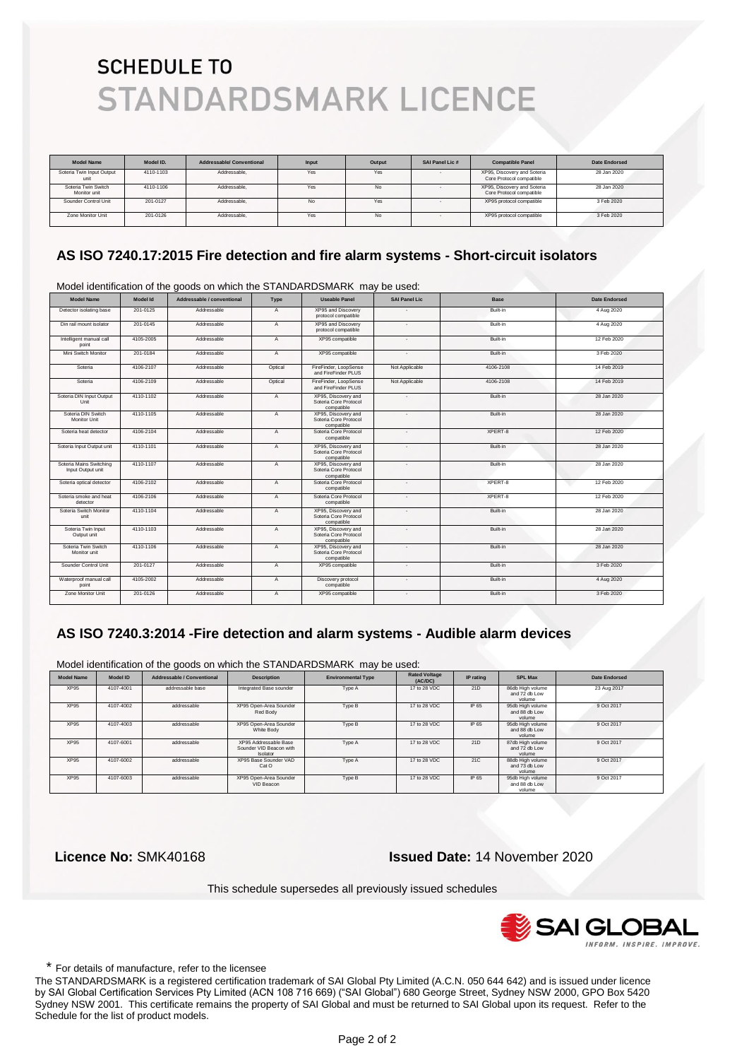# SCHEDULE TO STANDARDSMARK LICENCE

| Model Name | Model ID. | Addressable/ Conventional | Input | Output | SAI Panel Lic # | Compatible Panel | Date Endorsed |
|---|---|---|---|---|---|---|---|
| Soteria Twin Input Output unit | 4110-1103 | Addressable, | Yes | Yes | - | XP95, Discovery and Soteria Core Protocol compatible | 28 Jan 2020 |
| Soteria Twin Switch Monitor unit | 4110-1106 | Addressable, | Yes | No | - | XP95, Discovery and Soteria Core Protocol compatible | 28 Jan 2020 |
| Sounder Control Unit | 201-0127 | Addressable, | No | Yes | - | XP95 protocol compatible | 3 Feb 2020 |
| Zone Monitor Unit | 201-0126 | Addressable, | Yes | No | - | XP95 protocol compatible | 3 Feb 2020 |

## AS ISO 7240.17:2015 Fire detection and fire alarm systems - Short-circuit isolators

Model identification of the goods on which the STANDARDSMARK may be used:

| Model Name | Model Id | Addressable / conventional | Type | Useable Panel | SAI Panel Lic | Base | Date Endorsed |
|---|---|---|---|---|---|---|---|
| Detector isolating base | 201-0125 | Addressable | A | XP95 and Discovery protocol compatible | - | Built-in | 4 Aug 2020 |
| Din rail mount isolator | 201-0145 | Addressable | A | XP95 and Discovery protocol compatible | - | Built-in | 4 Aug 2020 |
| Intelligent manual call point | 4105-2005 | Addressable | A | XP95 compatible | - | Built-in | 12 Feb 2020 |
| Mini Switch Monitor | 201-0184 | Addressable | A | XP95 compatible | - | Built-in | 3 Feb 2020 |
| Soteria | 4106-2107 | Addressable | Optical | FireFinder, LoopSense and FireFinder PLUS | Not Applicable | 4106-2108 | 14 Feb 2019 |
| Soteria | 4106-2109 | Addressable | Optical | FireFinder, LoopSense and FireFinder PLUS | Not Applicable | 4106-2108 | 14 Feb 2019 |
| Soteria DIN Input Output Unit | 4110-1102 | Addressable | A | XP95, Discovery and Soteria Core Protocol compatible | - | Built-in | 28 Jan 2020 |
| Soteria DIN Switch Monitor Unit | 4110-1105 | Addressable | A | XP95, Discovery and Soteria Core Protocol compatible | - | Built-in | 28 Jan 2020 |
| Soteria heat detector | 4106-2104 | Addressable | A | Soteria Core Protocol compatible | - | XPERT-8 | 12 Feb 2020 |
| Soteria Input Output unit | 4110-1101 | Addressable | A | XP95, Discovery and Soteria Core Protocol compatible | - | Built-in | 28 Jan 2020 |
| Soteria Mains Switching Input Output unit | 4110-1107 | Addressable | A | XP95, Discovery and Soteria Core Protocol compatible | - | Built-in | 28 Jan 2020 |
| Soteria optical detector | 4106-2102 | Addressable | A | Soteria Core Protocol compatible | - | XPERT-8 | 12 Feb 2020 |
| Soteria smoke and heat detector | 4106-2106 | Addressable | A | Soteria Core Protocol compatible | - | XPERT-8 | 12 Feb 2020 |
| Soteria Switch Monitor unit | 4110-1104 | Addressable | A | XP95, Discovery and Soteria Core Protocol compatible | - | Built-in | 28 Jan 2020 |
| Soteria Twin Input Output unit | 4110-1103 | Addressable | A | XP95, Discovery and Soteria Core Protocol compatible | - | Built-in | 28 Jan 2020 |
| Soteria Twin Switch Monitor unit | 4110-1106 | Addressable | A | XP95, Discovery and Soteria Core Protocol compatible | - | Built-in | 28 Jan 2020 |
| Sounder Control Unit | 201-0127 | Addressable | A | XP95 compatible | - | Built-in | 3 Feb 2020 |
| Waterproof manual call point | 4105-2002 | Addressable | A | Discovery protocol compatible | - | Built-in | 4 Aug 2020 |
| Zone Monitor Unit | 201-0126 | Addressable | A | XP95 compatible | - | Built-in | 3 Feb 2020 |

## AS ISO 7240.3:2014 -Fire detection and alarm systems - Audible alarm devices

Model identification of the goods on which the STANDARDSMARK may be used:

| Model Name | Model ID | Addressable / Conventional | Description | Environmental Type | Rated Voltage (AC/DC) | IP rating | SPL Max | Date Endorsed |
|---|---|---|---|---|---|---|---|---|
| XP95 | 4107-4001 | addressable base | Integrated Base sounder | Type A | 17 to 28 VDC | 21D | 86db High volume and 72 db Low volume | 23 Aug 2017 |
| XP95 | 4107-4002 | addressable | XP95 Open-Area Sounder Red Body | Type B | 17 to 28 VDC | IP 65 | 95db High volume and 88 db Low volume | 9 Oct 2017 |
| XP95 | 4107-4003 | addressable | XP95 Open-Area Sounder White Body | Type B | 17 to 28 VDC | IP 65 | 95db High volume and 88 db Low volume | 9 Oct 2017 |
| XP95 | 4107-6001 | addressable | XP95 Addressable Base Sounder VID Beacon with Isolator | Type A | 17 to 28 VDC | 21D | 87db High volume and 72 db Low volume | 9 Oct 2017 |
| XP95 | 4107-6002 | addressable | XP95 Base Sounder VAD Cat O | Type A | 17 to 28 VDC | 21C | 88db High volume and 73 db Low volume | 9 Oct 2017 |
| XP95 | 4107-6003 | addressable | XP95 Open-Area Sounder VID Beacon | Type B | 17 to 28 VDC | IP 65 | 95db High volume and 88 db Low volume | 9 Oct 2017 |

**Licence No:** SMK40168 **Issued Date:** 14 November 2020

This schedule supersedes all previously issued schedules

SAI GLOBAL
INFORM. INSPIRE. IMPROVE.

\* For details of manufacture, refer to the licensee

The STANDARDSMARK is a registered certification trademark of SAI Global Pty Limited (A.C.N. 050 644 642) and is issued under licence by SAI Global Certification Services Pty Limited (ACN 108 716 669) ("SAI Global") 680 George Street, Sydney NSW 2000, GPO Box 5420 Sydney NSW 2001. This certificate remains the property of SAI Global and must be returned to SAI Global upon its request. Refer to the Schedule for the list of product models.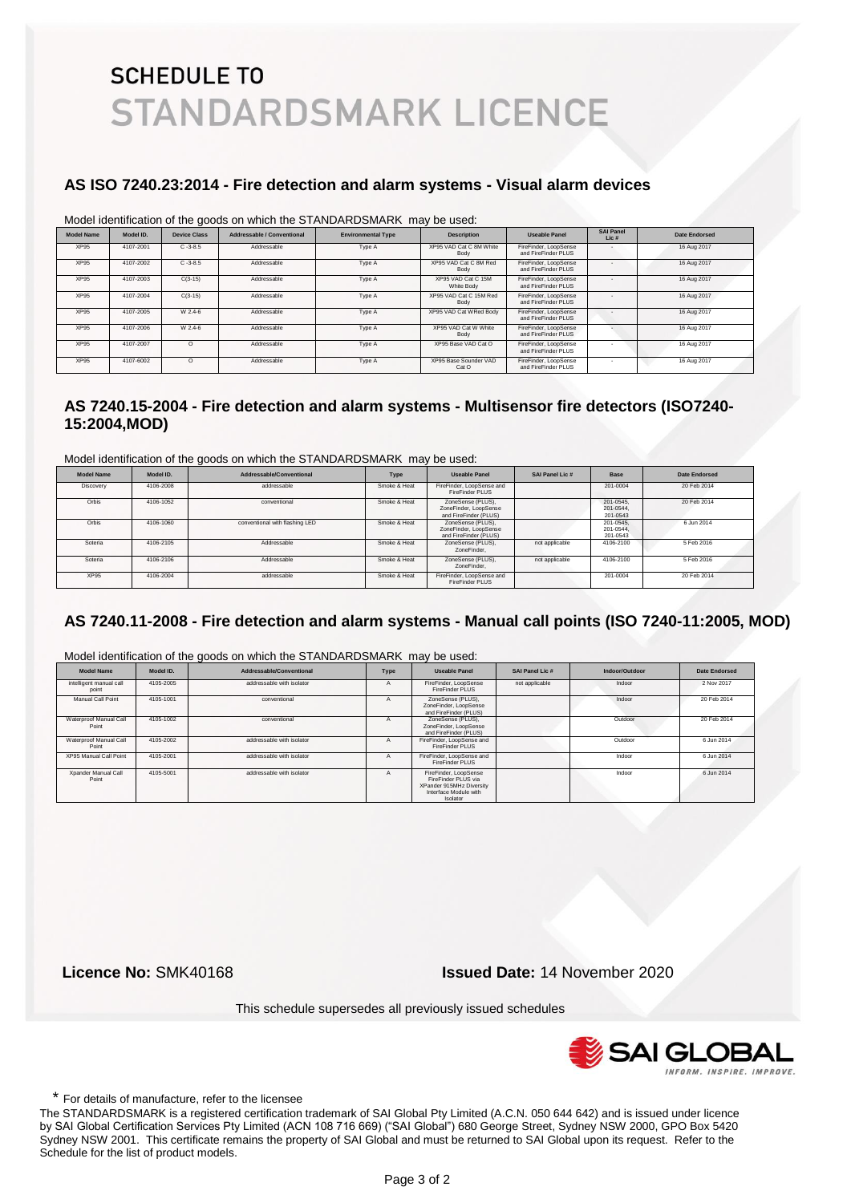# SCHEDULE TO
# STANDARDSMARK LICENCE

## AS ISO 7240.23:2014 - Fire detection and alarm systems - Visual alarm devices

Model identification of the goods on which the STANDARDSMARK may be used:

| Model Name | Model ID. | Device Class | Addressable / Conventional | Environmental Type | Description | Useable Panel | SAI Panel Lic # | Date Endorsed |
|---|---|---|---|---|---|---|---|---|
| XP95 | 4107-2001 | C -3-8.5 | Addressable | Type A | XP95 VAD Cat C 8M White Body | FireFinder, LoopSense and FireFinder PLUS | - | 16 Aug 2017 |
| XP95 | 4107-2002 | C -3-8.5 | Addressable | Type A | XP95 VAD Cat C 8M Red Body | FireFinder, LoopSense and FireFinder PLUS | - | 16 Aug 2017 |
| XP95 | 4107-2003 | C(3-15) | Addressable | Type A | XP95 VAD Cat C 15M White Body | FireFinder, LoopSense and FireFinder PLUS | - | 16 Aug 2017 |
| XP95 | 4107-2004 | C(3-15) | Addressable | Type A | XP95 VAD Cat C 15M Red Body | FireFinder, LoopSense and FireFinder PLUS | - | 16 Aug 2017 |
| XP95 | 4107-2005 | W 2.4-6 | Addressable | Type A | XP95 VAD Cat WRed Body | FireFinder, LoopSense and FireFinder PLUS | - | 16 Aug 2017 |
| XP95 | 4107-2006 | W 2.4-6 | Addressable | Type A | XP95 VAD Cat W White Body | FireFinder, LoopSense and FireFinder PLUS | - | 16 Aug 2017 |
| XP95 | 4107-2007 | O | Addressable | Type A | XP95 Base VAD Cat O | FireFinder, LoopSense and FireFinder PLUS | - | 16 Aug 2017 |
| XP95 | 4107-6002 | O | Addressable | Type A | XP95 Base Sounder VAD Cat O | FireFinder, LoopSense and FireFinder PLUS | - | 16 Aug 2017 |

## AS 7240.15-2004 - Fire detection and alarm systems - Multisensor fire detectors (ISO7240-15:2004,MOD)

Model identification of the goods on which the STANDARDSMARK may be used:

| Model Name | Model ID. | Addressable/Conventional | Type | Useable Panel | SAI Panel Lic # | Base | Date Endorsed |
|---|---|---|---|---|---|---|---|
| Discovery | 4106-2008 | addressable | Smoke & Heat | FireFinder, LoopSense and FireFinder PLUS | | 201-0004 | 20 Feb 2014 |
| Orbis | 4106-1052 | conventional | Smoke & Heat | ZoneSense (PLUS), ZoneFinder, LoopSense and FireFinder (PLUS) | | 201-0545, 201-0544, 201-0543 | 20 Feb 2014 |
| Orbis | 4106-1060 | conventional with flashing LED | Smoke & Heat | ZoneSense (PLUS), ZoneFinder, LoopSense and FireFinder (PLUS) | | 201-0545, 201-0544, 201-0543 | 6 Jun 2014 |
| Soteria | 4106-2105 | Addressable | Smoke & Heat | ZoneSense (PLUS), ZoneFinder, | not applicable | 4106-2100 | 5 Feb 2016 |
| Soteria | 4106-2106 | Addressable | Smoke & Heat | ZoneSense (PLUS), ZoneFinder, | not applicable | 4106-2100 | 5 Feb 2016 |
| XP95 | 4106-2004 | addressable | Smoke & Heat | FireFinder, LoopSense and FireFinder PLUS | | 201-0004 | 20 Feb 2014 |

## AS 7240.11-2008 - Fire detection and alarm systems - Manual call points (ISO 7240-11:2005, MOD)

Model identification of the goods on which the STANDARDSMARK may be used:

| Model Name | Model ID. | Addressable/Conventional | Type | Useable Panel | SAI Panel Lic # | Indoor/Outdoor | Date Endorsed |
|---|---|---|---|---|---|---|---|
| intelligent manual call point | 4105-2005 | addressable with isolator | A | FireFinder, LoopSense FireFinder PLUS | not applicable | Indoor | 2 Nov 2017 |
| Manual Call Point | 4105-1001 | conventional | A | ZoneSense (PLUS), ZoneFinder, LoopSense and FireFinder (PLUS) | | Indoor | 20 Feb 2014 |
| Waterproof Manual Call Point | 4105-1002 | conventional | A | ZoneSense (PLUS), ZoneFinder, LoopSense and FireFinder (PLUS) | | Outdoor | 20 Feb 2014 |
| Waterproof Manual Call Point | 4105-2002 | addressable with isolator | A | FireFinder, LoopSense and FireFinder PLUS | | Outdoor | 6 Jun 2014 |
| XP95 Manual Call Point | 4105-2001 | addressable with isolator | A | FireFinder, LoopSense and FireFinder PLUS | | Indoor | 6 Jun 2014 |
| Xpander Manual Call Point | 4105-5001 | addressable with isolator | A | FireFinder, LoopSense FireFinder PLUS via XPander 915MHz Diversity Interface Module with Isolator | | Indoor | 6 Jun 2014 |

**Licence No:** SMK40168 **Issued Date:** 14 November 2020

This schedule supersedes all previously issued schedules

SAI GLOBAL
INFORM. INSPIRE. IMPROVE.

\* For details of manufacture, refer to the licensee

The STANDARDSMARK is a registered certification trademark of SAI Global Pty Limited (A.C.N. 050 644 642) and is issued under licence by SAI Global Certification Services Pty Limited (ACN 108 716 669) ("SAI Global") 680 George Street, Sydney NSW 2000, GPO Box 5420 Sydney NSW 2001. This certificate remains the property of SAI Global and must be returned to SAI Global upon its request. Refer to the Schedule for the list of product models.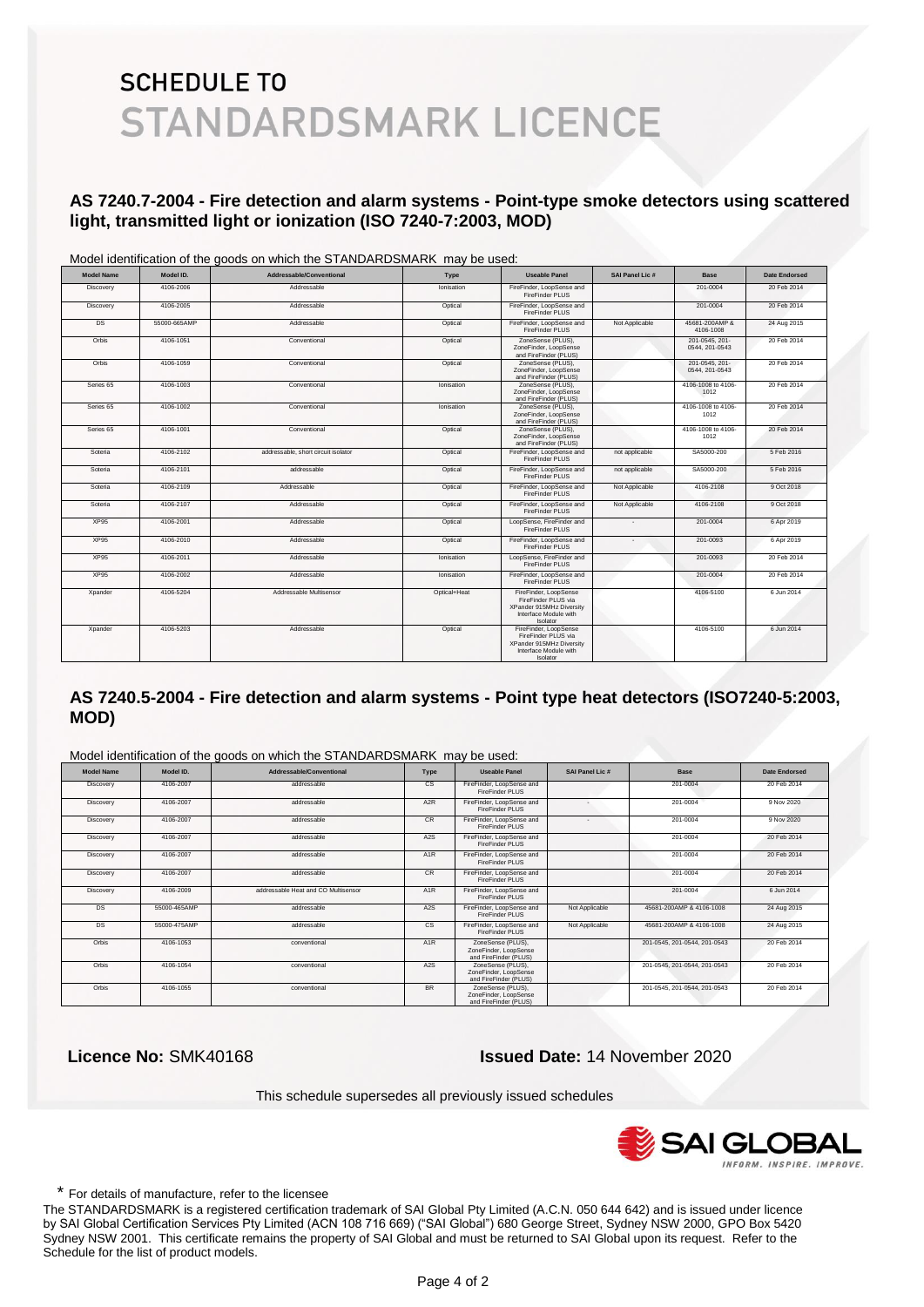# SCHEDULE TO
# STANDARDSMARK LICENCE

## AS 7240.7-2004 - Fire detection and alarm systems - Point-type smoke detectors using scattered light, transmitted light or ionization (ISO 7240-7:2003, MOD)

Model identification of the goods on which the STANDARDSMARK may be used:

| Model Name | Model ID. | Addressable/Conventional | Type | Useable Panel | SAI Panel Lic # | Base | Date Endorsed |
|---|---|---|---|---|---|---|---|
| Discovery | 4106-2006 | Addressable | Ionisation | FireFinder, LoopSense and FireFinder PLUS | | 201-0004 | 20 Feb 2014 |
| Discovery | 4106-2005 | Addressable | Optical | FireFinder, LoopSense and FireFinder PLUS | | 201-0004 | 20 Feb 2014 |
| DS | 55000-665AMP | Addressable | Optical | FireFinder, LoopSense and FireFinder PLUS | Not Applicable | 45681-200AMP & 4106-1008 | 24 Aug 2015 |
| Orbis | 4106-1051 | Conventional | Optical | ZoneSense (PLUS), ZoneFinder, LoopSense and FireFinder (PLUS) | | 201-0545, 201-0544, 201-0543 | 20 Feb 2014 |
| Orbis | 4106-1059 | Conventional | Optical | ZoneSense (PLUS), ZoneFinder, LoopSense and FireFinder (PLUS) | | 201-0545, 201-0544, 201-0543 | 20 Feb 2014 |
| Series 65 | 4106-1003 | Conventional | Ionisation | ZoneSense (PLUS), ZoneFinder, LoopSense and FireFinder (PLUS) | | 4106-1008 to 4106-1012 | 20 Feb 2014 |
| Series 65 | 4106-1002 | Conventional | Ionisation | ZoneSense (PLUS), ZoneFinder, LoopSense and FireFinder (PLUS) | | 4106-1008 to 4106-1012 | 20 Feb 2014 |
| Series 65 | 4106-1001 | Conventional | Optical | ZoneSense (PLUS), ZoneFinder, LoopSense and FireFinder (PLUS) | | 4106-1008 to 4106-1012 | 20 Feb 2014 |
| Soteria | 4106-2102 | addressable, short circuit isolator | Optical | FireFinder, LoopSense and FireFinder PLUS | not applicable | SA5000-200 | 5 Feb 2016 |
| Soteria | 4106-2101 | addressable | Optical | FireFinder, LoopSense and FireFinder PLUS | not applicable | SA5000-200 | 5 Feb 2016 |
| Soteria | 4106-2109 | Addressable | Optical | FireFinder, LoopSense and FireFinder PLUS | Not Applicable | 4106-2108 | 9 Oct 2018 |
| Soteria | 4106-2107 | Addressable | Optical | FireFinder, LoopSense and FireFinder PLUS | Not Applicable | 4106-2108 | 9 Oct 2018 |
| XP95 | 4106-2001 | Addressable | Optical | LoopSense, FireFinder and FireFinder PLUS | - | 201-0004 | 6 Apr 2019 |
| XP95 | 4106-2010 | Addressable | Optical | FireFinder, LoopSense and FireFinder PLUS | - | 201-0093 | 6 Apr 2019 |
| XP95 | 4106-2011 | Addressable | Ionisation | LoopSense, FireFinder and FireFinder PLUS | | 201-0093 | 20 Feb 2014 |
| XP95 | 4106-2002 | Addressable | Ionisation | FireFinder, LoopSense and FireFinder PLUS | | 201-0004 | 20 Feb 2014 |
| Xpander | 4106-5204 | Addressable Multisensor | Optical+Heat | FireFinder, LoopSense FireFinder PLUS via XPander 915MHz Diversity Interface Module with Isolator | | 4106-5100 | 6 Jun 2014 |
| Xpander | 4106-5203 | Addressable | Optical | FireFinder, LoopSense FireFinder PLUS via XPander 915MHz Diversity Interface Module with Isolator | | 4106-5100 | 6 Jun 2014 |

## AS 7240.5-2004 - Fire detection and alarm systems - Point type heat detectors (ISO7240-5:2003, MOD)

Model identification of the goods on which the STANDARDSMARK may be used:

| Model Name | Model ID. | Addressable/Conventional | Type | Useable Panel | SAI Panel Lic # | Base | Date Endorsed |
|---|---|---|---|---|---|---|---|
| Discovery | 4106-2007 | addressable | CS | FireFinder, LoopSense and FireFinder PLUS | | 201-0004 | 20 Feb 2014 |
| Discovery | 4106-2007 | addressable | A2R | FireFinder, LoopSense and FireFinder PLUS | - | 201-0004 | 9 Nov 2020 |
| Discovery | 4106-2007 | addressable | CR | FireFinder, LoopSense and FireFinder PLUS | - | 201-0004 | 9 Nov 2020 |
| Discovery | 4106-2007 | addressable | A2S | FireFinder, LoopSense and FireFinder PLUS | | 201-0004 | 20 Feb 2014 |
| Discovery | 4106-2007 | addressable | A1R | FireFinder, LoopSense and FireFinder PLUS | | 201-0004 | 20 Feb 2014 |
| Discovery | 4106-2007 | addressable | CR | FireFinder, LoopSense and FireFinder PLUS | | 201-0004 | 20 Feb 2014 |
| Discovery | 4106-2009 | addressable Heat and CO Multisensor | A1R | FireFinder, LoopSense and FireFinder PLUS | | 201-0004 | 6 Jun 2014 |
| DS | 55000-465AMP | addressable | A2S | FireFinder, LoopSense and FireFinder PLUS | Not Applicable | 45681-200AMP & 4106-1008 | 24 Aug 2015 |
| DS | 55000-475AMP | addressable | CS | FireFinder, LoopSense and FireFinder PLUS | Not Applicable | 45681-200AMP & 4106-1008 | 24 Aug 2015 |
| Orbis | 4106-1053 | conventional | A1R | ZoneSense (PLUS), ZoneFinder, LoopSense and FireFinder (PLUS) | | 201-0545, 201-0544, 201-0543 | 20 Feb 2014 |
| Orbis | 4106-1054 | conventional | A2S | ZoneSense (PLUS), ZoneFinder, LoopSense and FireFinder (PLUS) | | 201-0545, 201-0544, 201-0543 | 20 Feb 2014 |
| Orbis | 4106-1055 | conventional | BR | ZoneSense (PLUS), ZoneFinder, LoopSense and FireFinder (PLUS) | | 201-0545, 201-0544, 201-0543 | 20 Feb 2014 |

**Licence No:** SMK40168 **Issued Date:** 14 November 2020

This schedule supersedes all previously issued schedules

SAI GLOBAL
INFORM. INSPIRE. IMPROVE.

* For details of manufacture, refer to the licensee

The STANDARDSMARK is a registered certification trademark of SAI Global Pty Limited (A.C.N. 050 644 642) and is issued under licence by SAI Global Certification Services Pty Limited (ACN 108 716 669) ("SAI Global") 680 George Street, Sydney NSW 2000, GPO Box 5420 Sydney NSW 2001. This certificate remains the property of SAI Global and must be returned to SAI Global upon its request. Refer to the Schedule for the list of product models.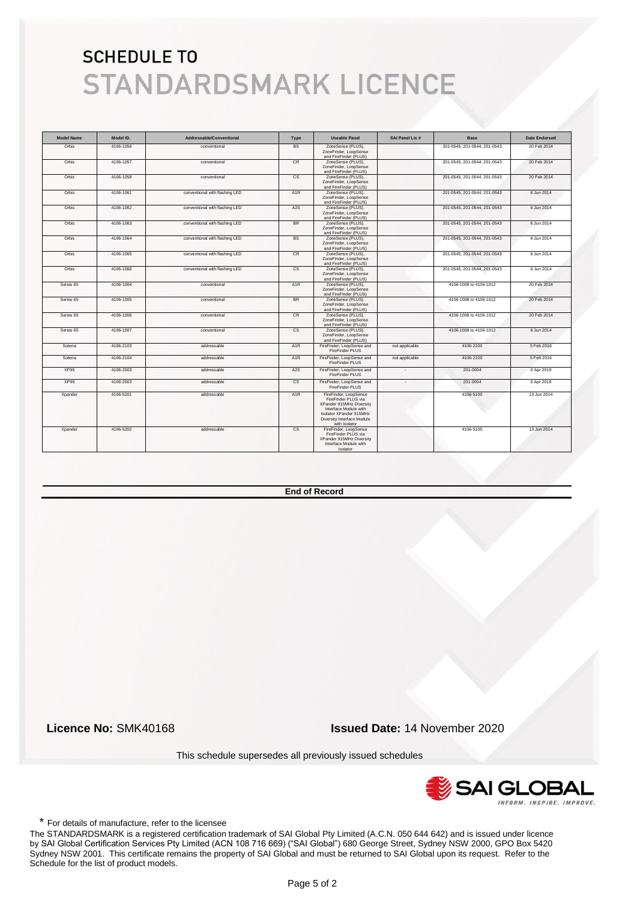# SCHEDULE TO
# STANDARDSMARK LICENCE

| Model Name | Model ID. | Addressable/Conventional | Type | Useable Panel | SAI Panel Lic # | Base | Date Endorsed |
|---|---|---|---|---|---|---|---|
| Orbis | 4106-1056 | conventional | BS | ZoneSense (PLUS), ZoneFinder, LoopSense and FireFinder (PLUS) | | 201-0545, 201-0544, 201-0543 | 20 Feb 2014 |
| Orbis | 4106-1057 | conventional | CR | ZoneSense (PLUS), ZoneFinder, LoopSense and FireFinder (PLUS) | | 201-0545, 201-0544, 201-0543 | 20 Feb 2014 |
| Orbis | 4106-1058 | conventional | CS | ZoneSense (PLUS), ZoneFinder, LoopSense and FireFinder (PLUS) | | 201-0545, 201-0544, 201-0543 | 20 Feb 2014 |
| Orbis | 4106-1061 | conventional with flashing LED | A1R | ZoneSense (PLUS), ZoneFinder, LoopSense and FireFinder (PLUS) | | 201-0545, 201-0544, 201-0543 | 6 Jun 2014 |
| Orbis | 4106-1062 | conventional with flashing LED | A2S | ZoneSense (PLUS), ZoneFinder, LoopSense and FireFinder (PLUS) | | 201-0545, 201-0544, 201-0543 | 6 Jun 2014 |
| Orbis | 4106-1063 | conventional with flashing LED | BR | ZoneSense (PLUS), ZoneFinder, LoopSense and FireFinder (PLUS) | | 201-0545, 201-0544, 201-0543 | 6 Jun 2014 |
| Orbis | 4106-1064 | conventional with flashing LED | BS | ZoneSense (PLUS), ZoneFinder, LoopSense and FireFinder (PLUS) | | 201-0545, 201-0544, 201-0543 | 6 Jun 2014 |
| Orbis | 4106-1065 | conventional with flashing LED | CR | ZoneSense (PLUS), ZoneFinder, LoopSense and FireFinder (PLUS) | | 201-0545, 201-0544, 201-0543 | 6 Jun 2014 |
| Orbis | 4106-1066 | conventional with flashing LED | CS | ZoneSense (PLUS), ZoneFinder, LoopSense and FireFinder (PLUS) | | 201-0545, 201-0544, 201-0543 | 6 Jun 2014 |
| Series 65 | 4106-1004 | conventional | A1R | ZoneSense (PLUS), ZoneFinder, LoopSense and FireFinder (PLUS) | | 4106-1008 to 4106-1012 | 20 Feb 2014 |
| Series 65 | 4106-1005 | conventional | BR | ZoneSense (PLUS), ZoneFinder, LoopSense and FireFinder (PLUS) | | 4106-1008 to 4106-1012 | 20 Feb 2014 |
| Series 65 | 4106-1006 | conventional | CR | ZoneSense (PLUS), ZoneFinder, LoopSense and FireFinder (PLUS) | | 4106-1008 to 4106-1012 | 20 Feb 2014 |
| Series 65 | 4106-1007 | conventional | CS | ZoneSense (PLUS), ZoneFinder, LoopSense and FireFinder (PLUS) | | 4106-1008 to 4106-1012 | 6 Jun 2014 |
| Soteria | 4106-2103 | addressable | A1R | FireFinder, LoopSense and FireFinder PLUS | not applicable | 4106-2100 | 5 Feb 2016 |
| Soteria | 4106-2104 | addressable | A1R | FireFinder, LoopSense and FireFinder PLUS | not applicable | 4106-2100 | 5 Feb 2016 |
| XP95 | 4106-2003 | addressable | A2S | FireFinder, LoopSense and FireFinder PLUS | - | 201-0004 | 6 Apr 2019 |
| XP95 | 4106-2003 | addressable | CS | FireFinder, LoopSense and FireFinder PLUS | - | 201-0004 | 6 Apr 2019 |
| Xpander | 4106-5201 | addressable | A1R | FireFinder, LoopSense FireFinder PLUS via XPander 915MHz Diversity Interface Module with Isolator XPander 915MHz Diversity Interface Module with Isolator | | 4106-5100 | 13 Jun 2014 |
| Xpander | 4106-5202 | addressable | CS | FireFinder, LoopSense FireFinder PLUS via XPander 915MHz Diversity Interface Module with Isolator | | 4106-5100 | 13 Jun 2014 |

**End of Record**

**Licence No:** SMK40168

**Issued Date:** 14 November 2020

This schedule supersedes all previously issued schedules

SAI GLOBAL
INFORM. INSPIRE. IMPROVE.

* For details of manufacture, refer to the licensee

The STANDARDSMARK is a registered certification trademark of SAI Global Pty Limited (A.C.N. 050 644 642) and is issued under licence by SAI Global Certification Services Pty Limited (ACN 108 716 669) ("SAI Global") 680 George Street, Sydney NSW 2000, GPO Box 5420 Sydney NSW 2001. This certificate remains the property of SAI Global and must be returned to SAI Global upon its request. Refer to the Schedule for the list of product models.